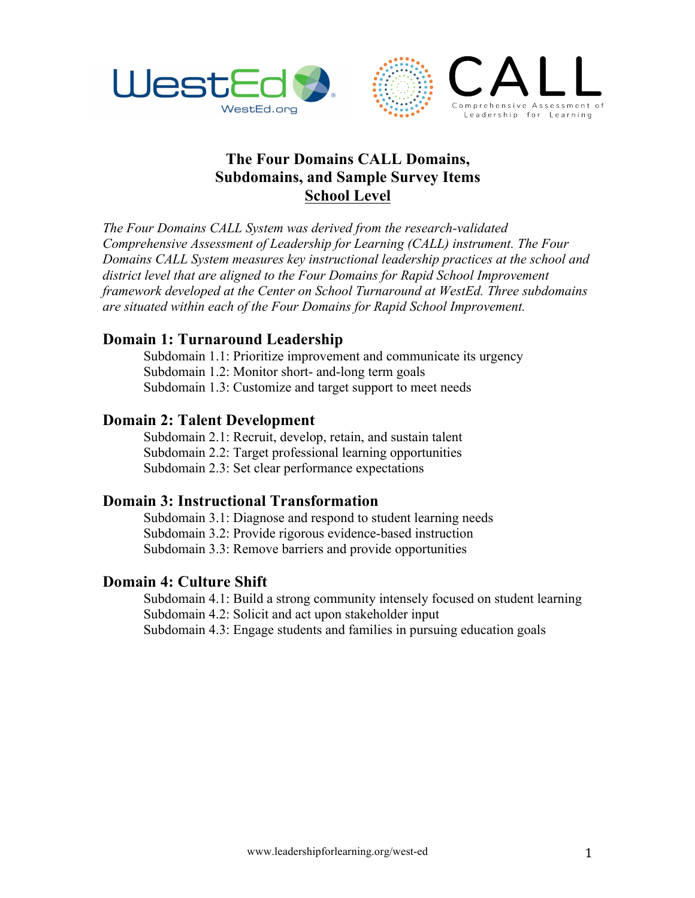# The Four Domains CALL Domains, Subdomains, and Sample Survey Items
## School Level

*The Four Domains CALL System was derived from the research-validated Comprehensive Assessment of Leadership for Learning (CALL) instrument. The Four Domains CALL System measures key instructional leadership practices at the school and district level that are aligned to the Four Domains for Rapid School Improvement framework developed at the Center on School Turnaround at WestEd. Three subdomains are situated within each of the Four Domains for Rapid School Improvement.*

### Domain 1: Turnaround Leadership

- Subdomain 1.1: Prioritize improvement and communicate its urgency
- Subdomain 1.2: Monitor short- and-long term goals
- Subdomain 1.3: Customize and target support to meet needs

### Domain 2: Talent Development

- Subdomain 2.1: Recruit, develop, retain, and sustain talent
- Subdomain 2.2: Target professional learning opportunities
- Subdomain 2.3: Set clear performance expectations

### Domain 3: Instructional Transformation

- Subdomain 3.1: Diagnose and respond to student learning needs
- Subdomain 3.2: Provide rigorous evidence-based instruction
- Subdomain 3.3: Remove barriers and provide opportunities

### Domain 4: Culture Shift

- Subdomain 4.1: Build a strong community intensely focused on student learning
- Subdomain 4.2: Solicit and act upon stakeholder input
- Subdomain 4.3: Engage students and families in pursuing education goals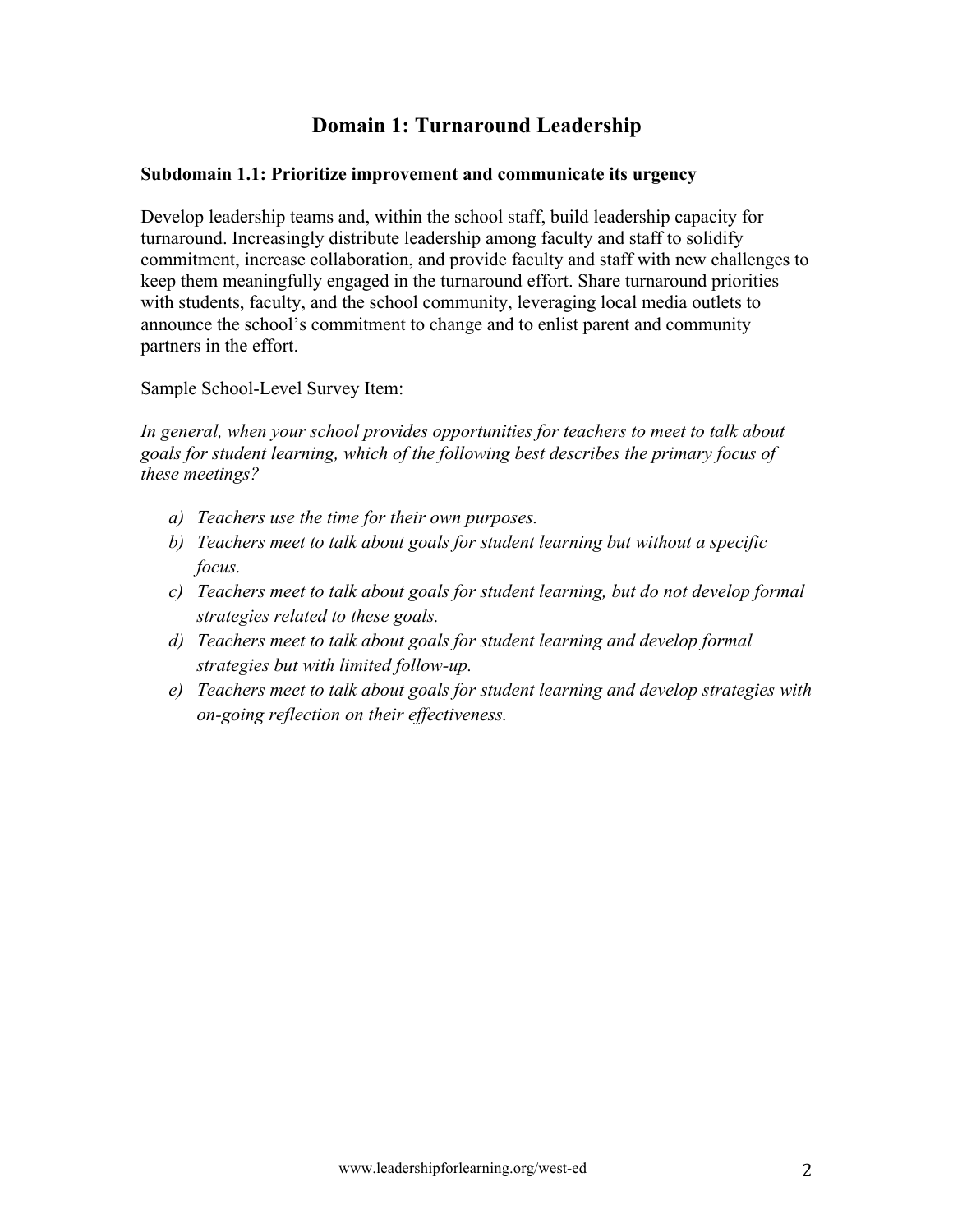## Domain 1: Turnaround Leadership

**Subdomain 1.1: Prioritize improvement and communicate its urgency**

Develop leadership teams and, within the school staff, build leadership capacity for turnaround. Increasingly distribute leadership among faculty and staff to solidify commitment, increase collaboration, and provide faculty and staff with new challenges to keep them meaningfully engaged in the turnaround effort. Share turnaround priorities with students, faculty, and the school community, leveraging local media outlets to announce the school's commitment to change and to enlist parent and community partners in the effort.

Sample School-Level Survey Item:

*In general, when your school provides opportunities for teachers to meet to talk about goals for student learning, which of the following best describes the <u>primary</u> focus of these meetings?*

- *a) Teachers use the time for their own purposes.*
- *b) Teachers meet to talk about goals for student learning but without a specific focus.*
- *c) Teachers meet to talk about goals for student learning, but do not develop formal strategies related to these goals.*
- *d) Teachers meet to talk about goals for student learning and develop formal strategies but with limited follow-up.*
- *e) Teachers meet to talk about goals for student learning and develop strategies with on-going reflection on their effectiveness.*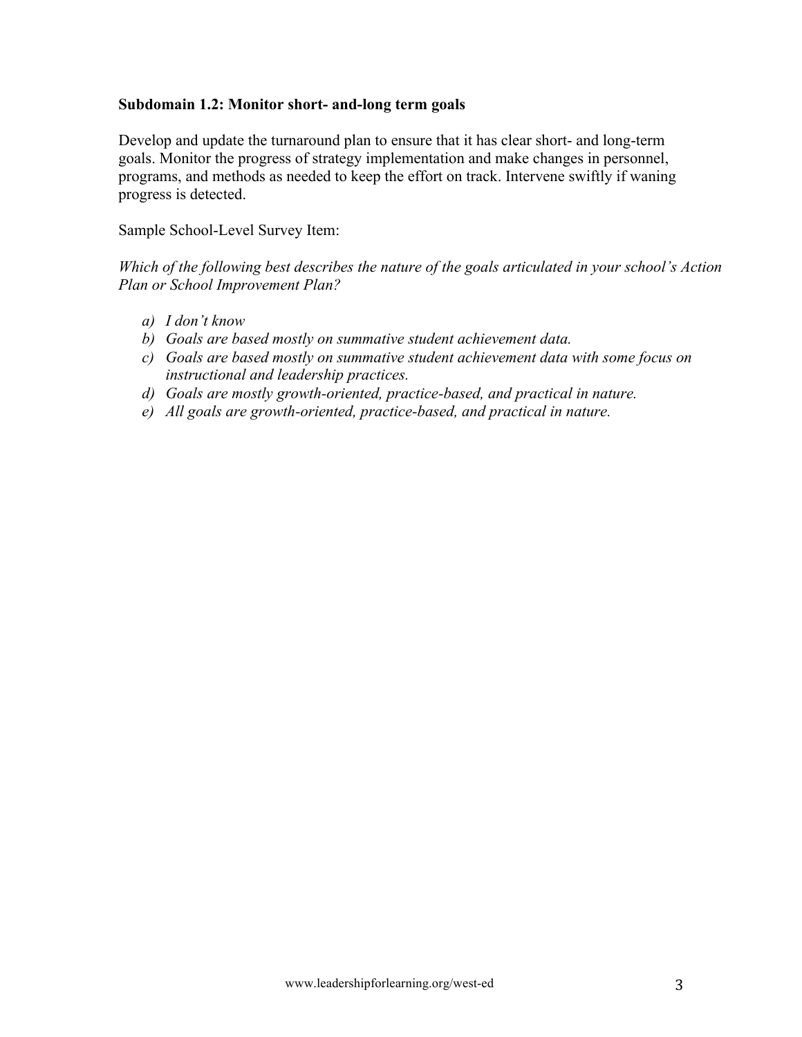**Subdomain 1.2: Monitor short- and-long term goals**

Develop and update the turnaround plan to ensure that it has clear short- and long-term goals. Monitor the progress of strategy implementation and make changes in personnel, programs, and methods as needed to keep the effort on track. Intervene swiftly if waning progress is detected.

Sample School-Level Survey Item:

*Which of the following best describes the nature of the goals articulated in your school's Action Plan or School Improvement Plan?*

- *a) I don't know*
- *b) Goals are based mostly on summative student achievement data.*
- *c) Goals are based mostly on summative student achievement data with some focus on instructional and leadership practices.*
- *d) Goals are mostly growth-oriented, practice-based, and practical in nature.*
- *e) All goals are growth-oriented, practice-based, and practical in nature.*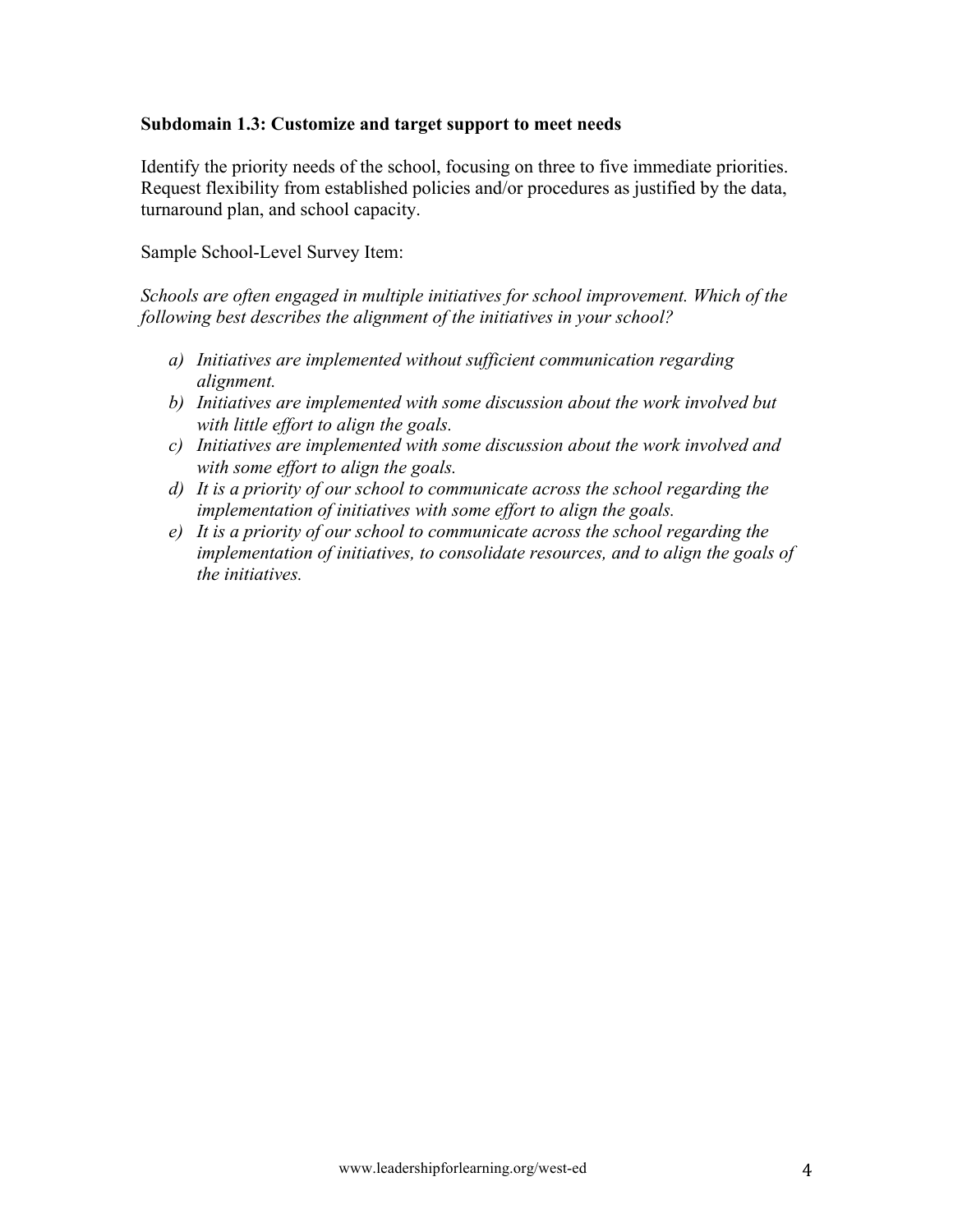**Subdomain 1.3: Customize and target support to meet needs**

Identify the priority needs of the school, focusing on three to five immediate priorities. Request flexibility from established policies and/or procedures as justified by the data, turnaround plan, and school capacity.

Sample School-Level Survey Item:

*Schools are often engaged in multiple initiatives for school improvement. Which of the following best describes the alignment of the initiatives in your school?*

*a) Initiatives are implemented without sufficient communication regarding alignment.*
*b) Initiatives are implemented with some discussion about the work involved but with little effort to align the goals.*
*c) Initiatives are implemented with some discussion about the work involved and with some effort to align the goals.*
*d) It is a priority of our school to communicate across the school regarding the implementation of initiatives with some effort to align the goals.*
*e) It is a priority of our school to communicate across the school regarding the implementation of initiatives, to consolidate resources, and to align the goals of the initiatives.*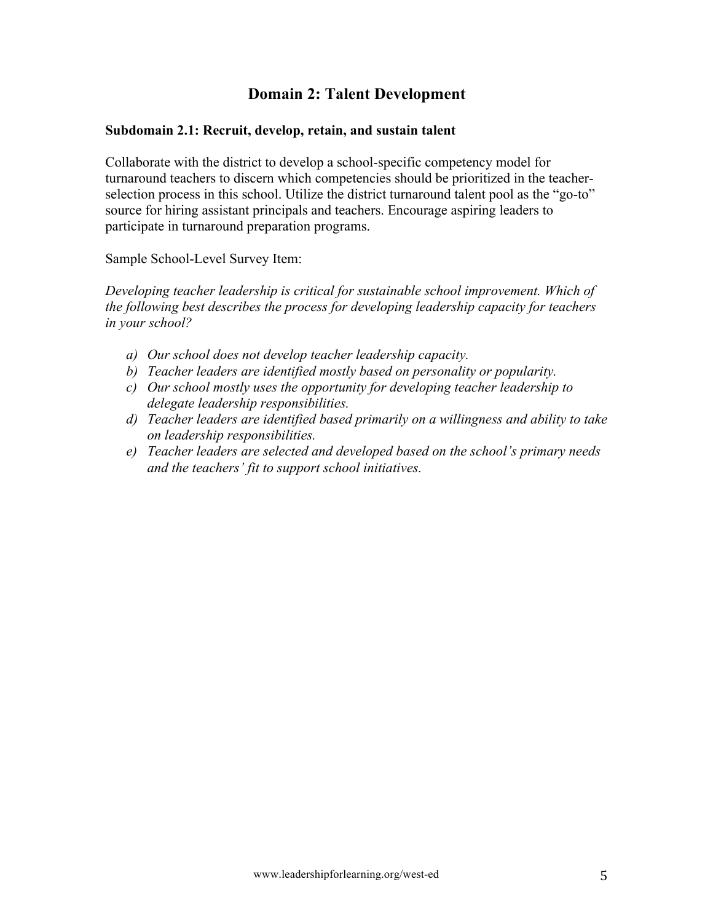## Domain 2: Talent Development

### Subdomain 2.1: Recruit, develop, retain, and sustain talent

Collaborate with the district to develop a school-specific competency model for turnaround teachers to discern which competencies should be prioritized in the teacher-selection process in this school. Utilize the district turnaround talent pool as the "go-to" source for hiring assistant principals and teachers. Encourage aspiring leaders to participate in turnaround preparation programs.

Sample School-Level Survey Item:

*Developing teacher leadership is critical for sustainable school improvement. Which of the following best describes the process for developing leadership capacity for teachers in your school?*

- a) *Our school does not develop teacher leadership capacity.*
- b) *Teacher leaders are identified mostly based on personality or popularity.*
- c) *Our school mostly uses the opportunity for developing teacher leadership to delegate leadership responsibilities.*
- d) *Teacher leaders are identified based primarily on a willingness and ability to take on leadership responsibilities.*
- e) *Teacher leaders are selected and developed based on the school's primary needs and the teachers' fit to support school initiatives.*

www.leadershipforlearning.org/west-ed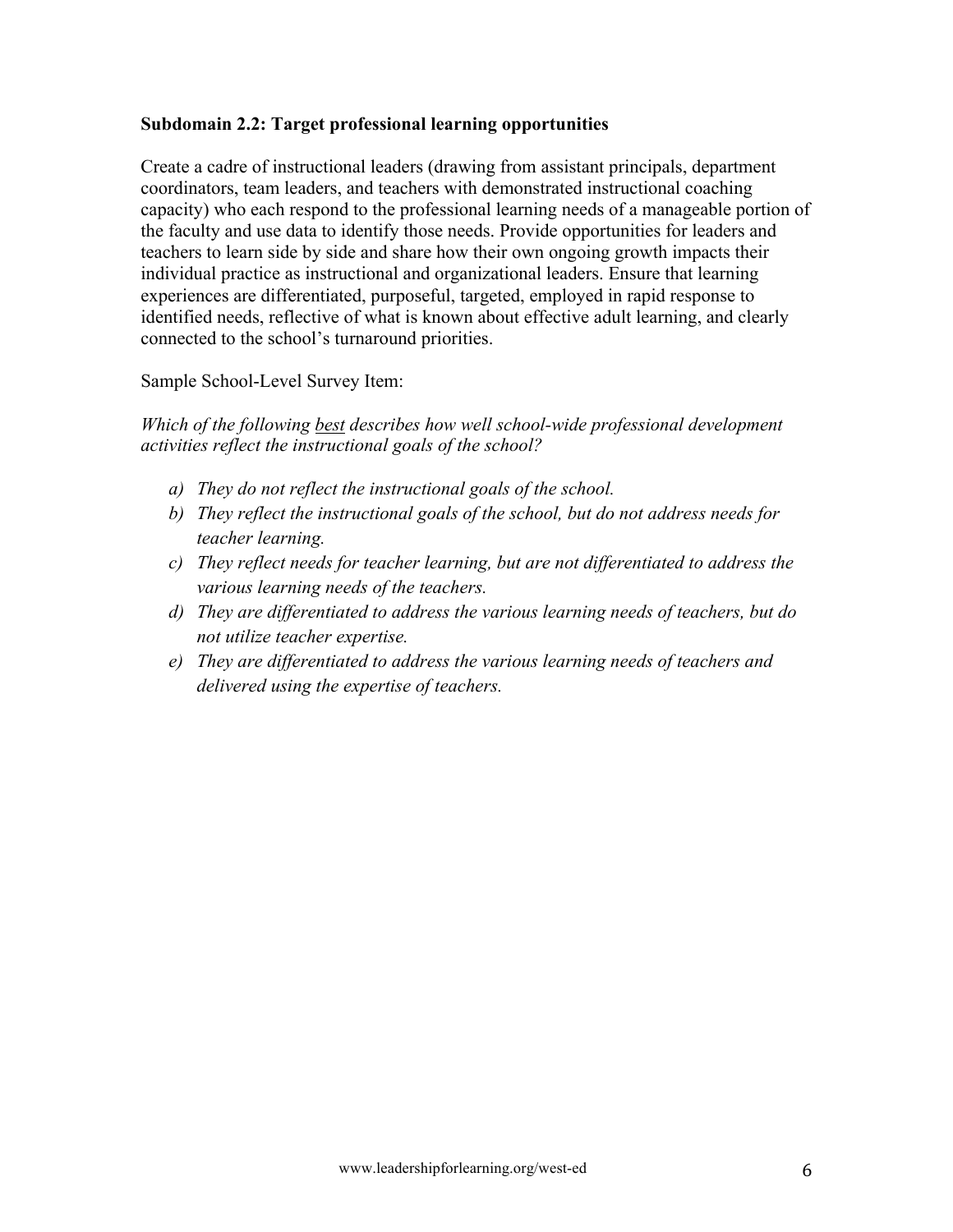**Subdomain 2.2: Target professional learning opportunities**

Create a cadre of instructional leaders (drawing from assistant principals, department coordinators, team leaders, and teachers with demonstrated instructional coaching capacity) who each respond to the professional learning needs of a manageable portion of the faculty and use data to identify those needs. Provide opportunities for leaders and teachers to learn side by side and share how their own ongoing growth impacts their individual practice as instructional and organizational leaders. Ensure that learning experiences are differentiated, purposeful, targeted, employed in rapid response to identified needs, reflective of what is known about effective adult learning, and clearly connected to the school's turnaround priorities.

Sample School-Level Survey Item:

*Which of the following <u>best</u> describes how well school-wide professional development activities reflect the instructional goals of the school?*

- *a) They do not reflect the instructional goals of the school.*
- *b) They reflect the instructional goals of the school, but do not address needs for teacher learning.*
- *c) They reflect needs for teacher learning, but are not differentiated to address the various learning needs of the teachers.*
- *d) They are differentiated to address the various learning needs of teachers, but do not utilize teacher expertise.*
- *e) They are differentiated to address the various learning needs of teachers and delivered using the expertise of teachers.*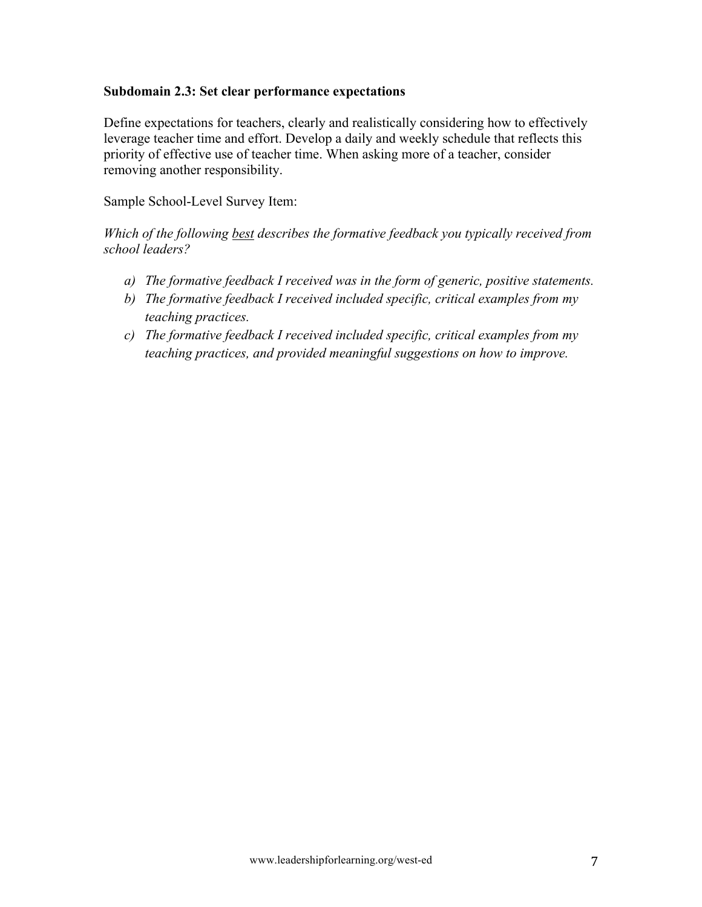**Subdomain 2.3: Set clear performance expectations**

Define expectations for teachers, clearly and realistically considering how to effectively leverage teacher time and effort. Develop a daily and weekly schedule that reflects this priority of effective use of teacher time. When asking more of a teacher, consider removing another responsibility.

Sample School-Level Survey Item:

*Which of the following <u>best</u> describes the formative feedback you typically received from school leaders?*

a) *The formative feedback I received was in the form of generic, positive statements.*
b) *The formative feedback I received included specific, critical examples from my teaching practices.*
c) *The formative feedback I received included specific, critical examples from my teaching practices, and provided meaningful suggestions on how to improve.*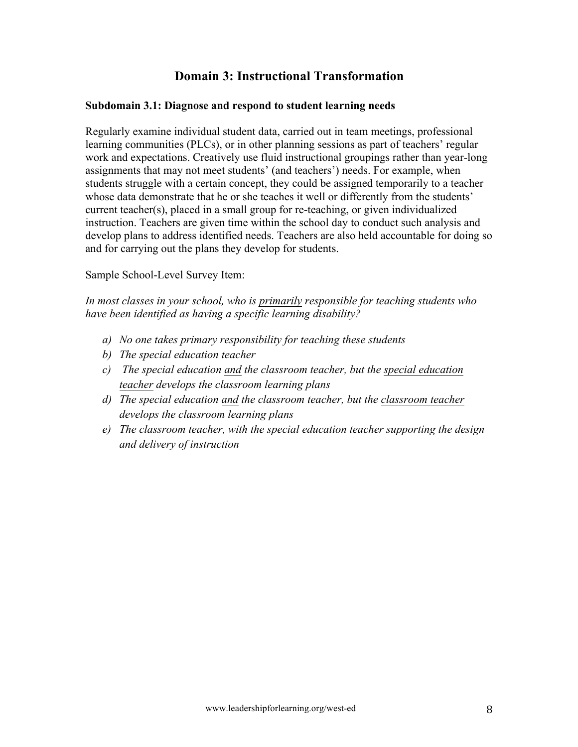## Domain 3: Instructional Transformation

**Subdomain 3.1: Diagnose and respond to student learning needs**

Regularly examine individual student data, carried out in team meetings, professional learning communities (PLCs), or in other planning sessions as part of teachers' regular work and expectations. Creatively use fluid instructional groupings rather than year-long assignments that may not meet students' (and teachers') needs. For example, when students struggle with a certain concept, they could be assigned temporarily to a teacher whose data demonstrate that he or she teaches it well or differently from the students' current teacher(s), placed in a small group for re-teaching, or given individualized instruction. Teachers are given time within the school day to conduct such analysis and develop plans to address identified needs. Teachers are also held accountable for doing so and for carrying out the plans they develop for students.

Sample School-Level Survey Item:

*In most classes in your school, who is <u>primarily</u> responsible for teaching students who have been identified as having a specific learning disability?*

a) *No one takes primary responsibility for teaching these students*
b) *The special education teacher*
c) *The special education <u>and</u> the classroom teacher, but the <u>special education teacher</u> develops the classroom learning plans*
d) *The special education <u>and</u> the classroom teacher, but the <u>classroom teacher</u> develops the classroom learning plans*
e) *The classroom teacher, with the special education teacher supporting the design and delivery of instruction*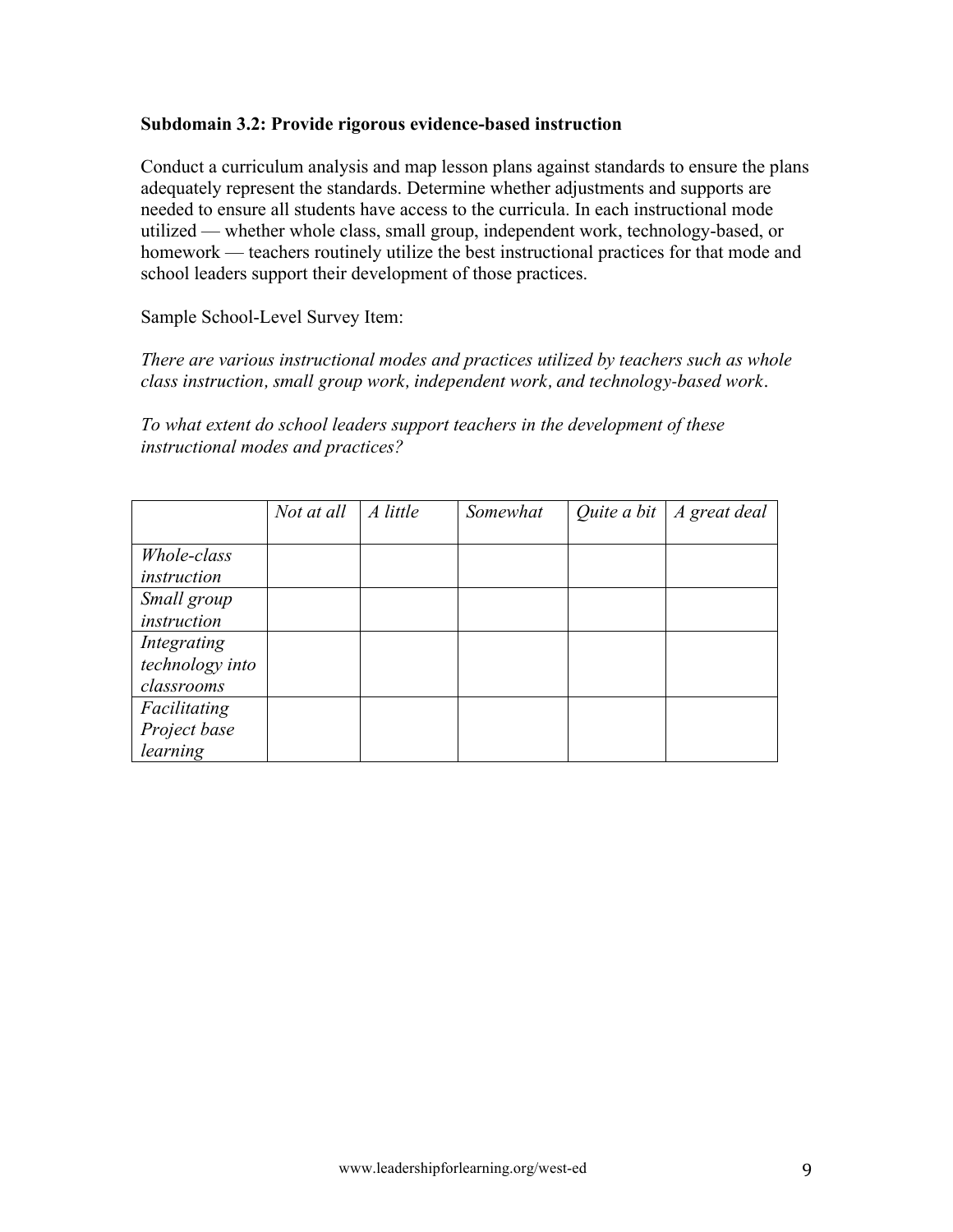**Subdomain 3.2: Provide rigorous evidence-based instruction**

Conduct a curriculum analysis and map lesson plans against standards to ensure the plans adequately represent the standards. Determine whether adjustments and supports are needed to ensure all students have access to the curricula. In each instructional mode utilized — whether whole class, small group, independent work, technology-based, or homework — teachers routinely utilize the best instructional practices for that mode and school leaders support their development of those practices.

Sample School-Level Survey Item:

*There are various instructional modes and practices utilized by teachers such as whole class instruction, small group work, independent work, and technology-based work.*

*To what extent do school leaders support teachers in the development of these instructional modes and practices?*

| | *Not at all* | *A little* | *Somewhat* | *Quite a bit* | *A great deal* |
|---|---|---|---|---|---|
| *Whole-class instruction* | | | | | |
| *Small group instruction* | | | | | |
| *Integrating technology into classrooms* | | | | | |
| *Facilitating Project base learning* | | | | | |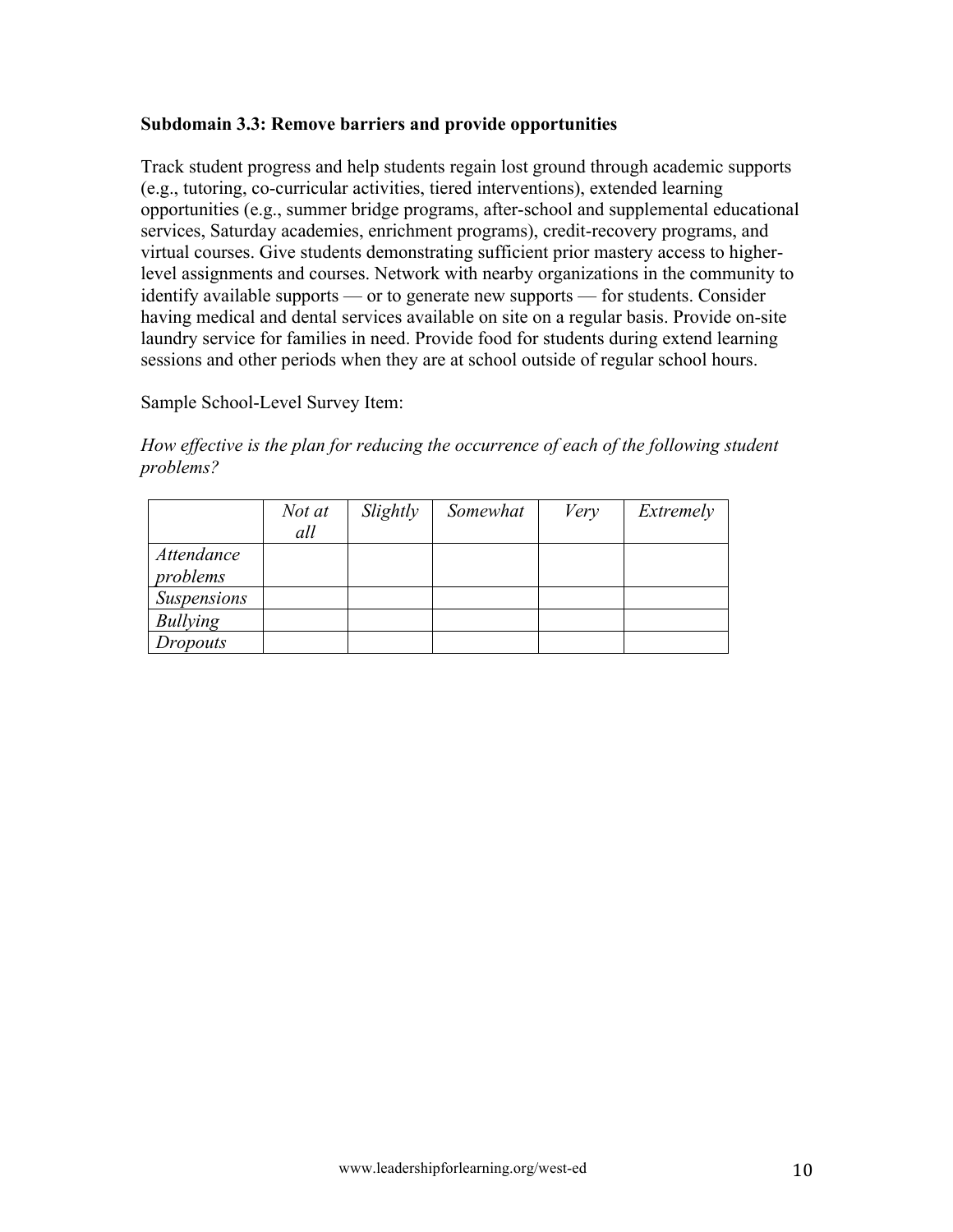**Subdomain 3.3: Remove barriers and provide opportunities**

Track student progress and help students regain lost ground through academic supports (e.g., tutoring, co-curricular activities, tiered interventions), extended learning opportunities (e.g., summer bridge programs, after-school and supplemental educational services, Saturday academies, enrichment programs), credit-recovery programs, and virtual courses. Give students demonstrating sufficient prior mastery access to higher-level assignments and courses. Network with nearby organizations in the community to identify available supports — or to generate new supports — for students. Consider having medical and dental services available on site on a regular basis. Provide on-site laundry service for families in need. Provide food for students during extend learning sessions and other periods when they are at school outside of regular school hours.

Sample School-Level Survey Item:

*How effective is the plan for reducing the occurrence of each of the following student problems?*

| | *Not at all* | *Slightly* | *Somewhat* | *Very* | *Extremely* |
|---|---|---|---|---|---|
| *Attendance problems* | | | | | |
| *Suspensions* | | | | | |
| *Bullying* | | | | | |
| *Dropouts* | | | | | |

www.leadershipforlearning.org/west-ed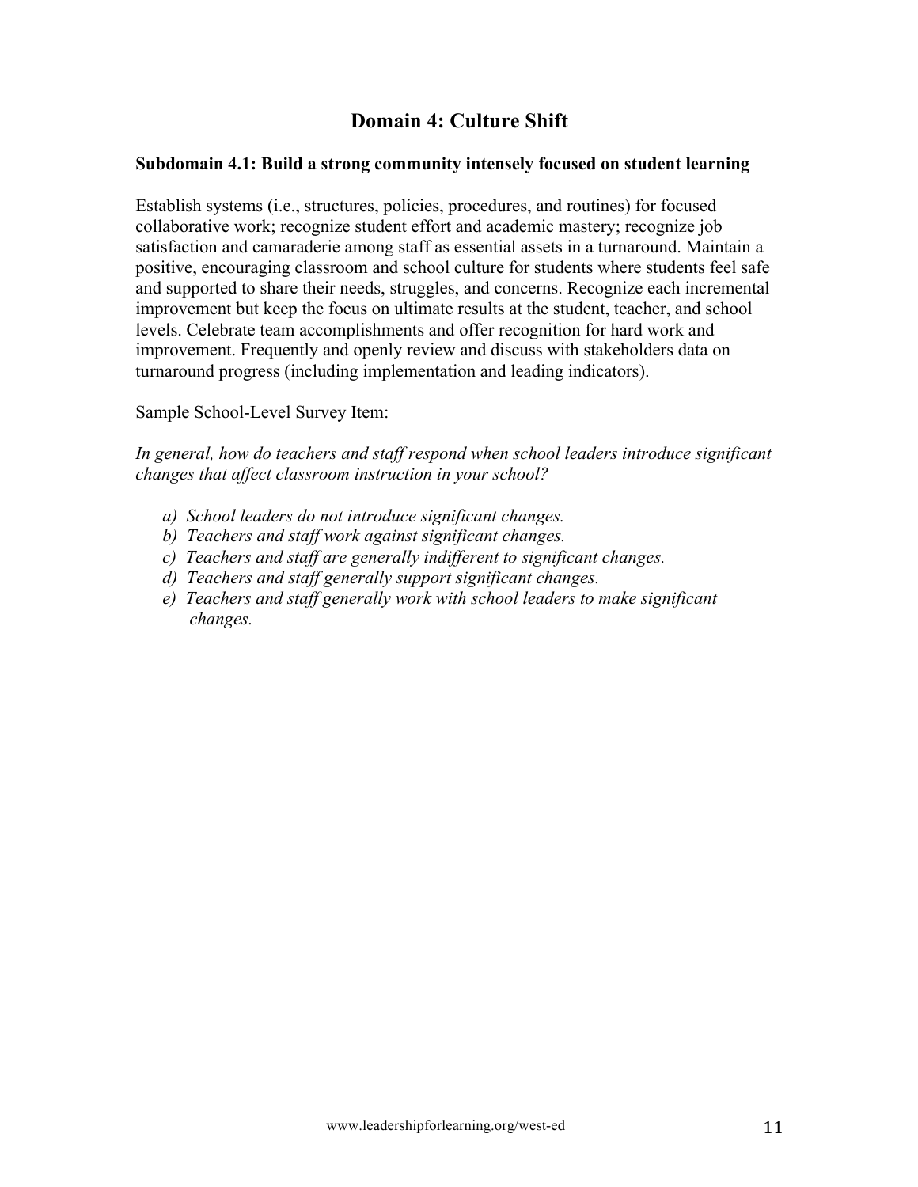## Domain 4: Culture Shift

**Subdomain 4.1: Build a strong community intensely focused on student learning**

Establish systems (i.e., structures, policies, procedures, and routines) for focused collaborative work; recognize student effort and academic mastery; recognize job satisfaction and camaraderie among staff as essential assets in a turnaround. Maintain a positive, encouraging classroom and school culture for students where students feel safe and supported to share their needs, struggles, and concerns. Recognize each incremental improvement but keep the focus on ultimate results at the student, teacher, and school levels. Celebrate team accomplishments and offer recognition for hard work and improvement. Frequently and openly review and discuss with stakeholders data on turnaround progress (including implementation and leading indicators).

Sample School-Level Survey Item:

*In general, how do teachers and staff respond when school leaders introduce significant changes that affect classroom instruction in your school?*

- *a) School leaders do not introduce significant changes.*
- *b) Teachers and staff work against significant changes.*
- *c) Teachers and staff are generally indifferent to significant changes.*
- *d) Teachers and staff generally support significant changes.*
- *e) Teachers and staff generally work with school leaders to make significant changes.*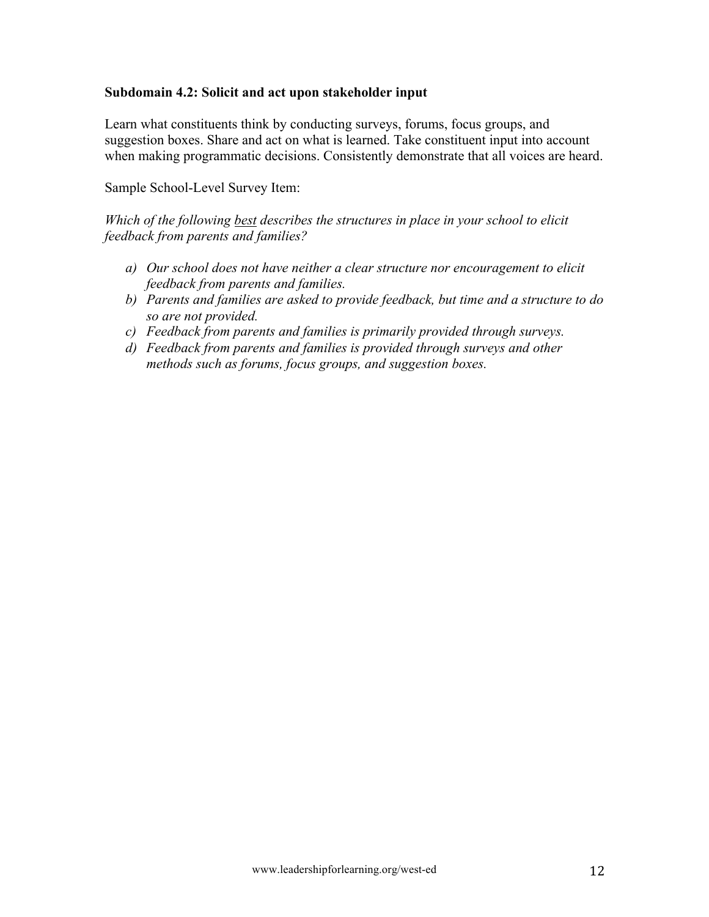**Subdomain 4.2: Solicit and act upon stakeholder input**

Learn what constituents think by conducting surveys, forums, focus groups, and suggestion boxes. Share and act on what is learned. Take constituent input into account when making programmatic decisions. Consistently demonstrate that all voices are heard.

Sample School-Level Survey Item:

*Which of the following best describes the structures in place in your school to elicit feedback from parents and families?*

a) *Our school does not have neither a clear structure nor encouragement to elicit feedback from parents and families.*
b) *Parents and families are asked to provide feedback, but time and a structure to do so are not provided.*
c) *Feedback from parents and families is primarily provided through surveys.*
d) *Feedback from parents and families is provided through surveys and other methods such as forums, focus groups, and suggestion boxes.*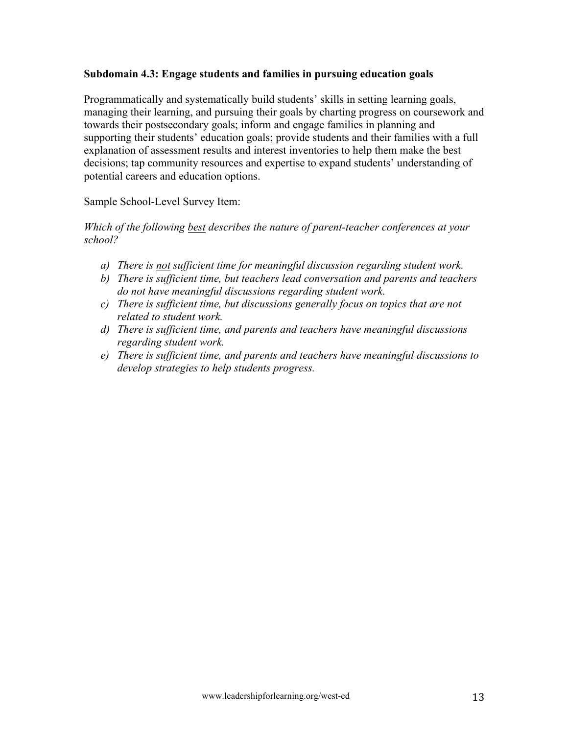**Subdomain 4.3: Engage students and families in pursuing education goals**

Programmatically and systematically build students' skills in setting learning goals, managing their learning, and pursuing their goals by charting progress on coursework and towards their postsecondary goals; inform and engage families in planning and supporting their students' education goals; provide students and their families with a full explanation of assessment results and interest inventories to help them make the best decisions; tap community resources and expertise to expand students' understanding of potential careers and education options.

Sample School-Level Survey Item:

*Which of the following <u>best</u> describes the nature of parent-teacher conferences at your school?*

- *a) There is <u>not</u> sufficient time for meaningful discussion regarding student work.*
- *b) There is sufficient time, but teachers lead conversation and parents and teachers do not have meaningful discussions regarding student work.*
- *c) There is sufficient time, but discussions generally focus on topics that are not related to student work.*
- *d) There is sufficient time, and parents and teachers have meaningful discussions regarding student work.*
- *e) There is sufficient time, and parents and teachers have meaningful discussions to develop strategies to help students progress.*